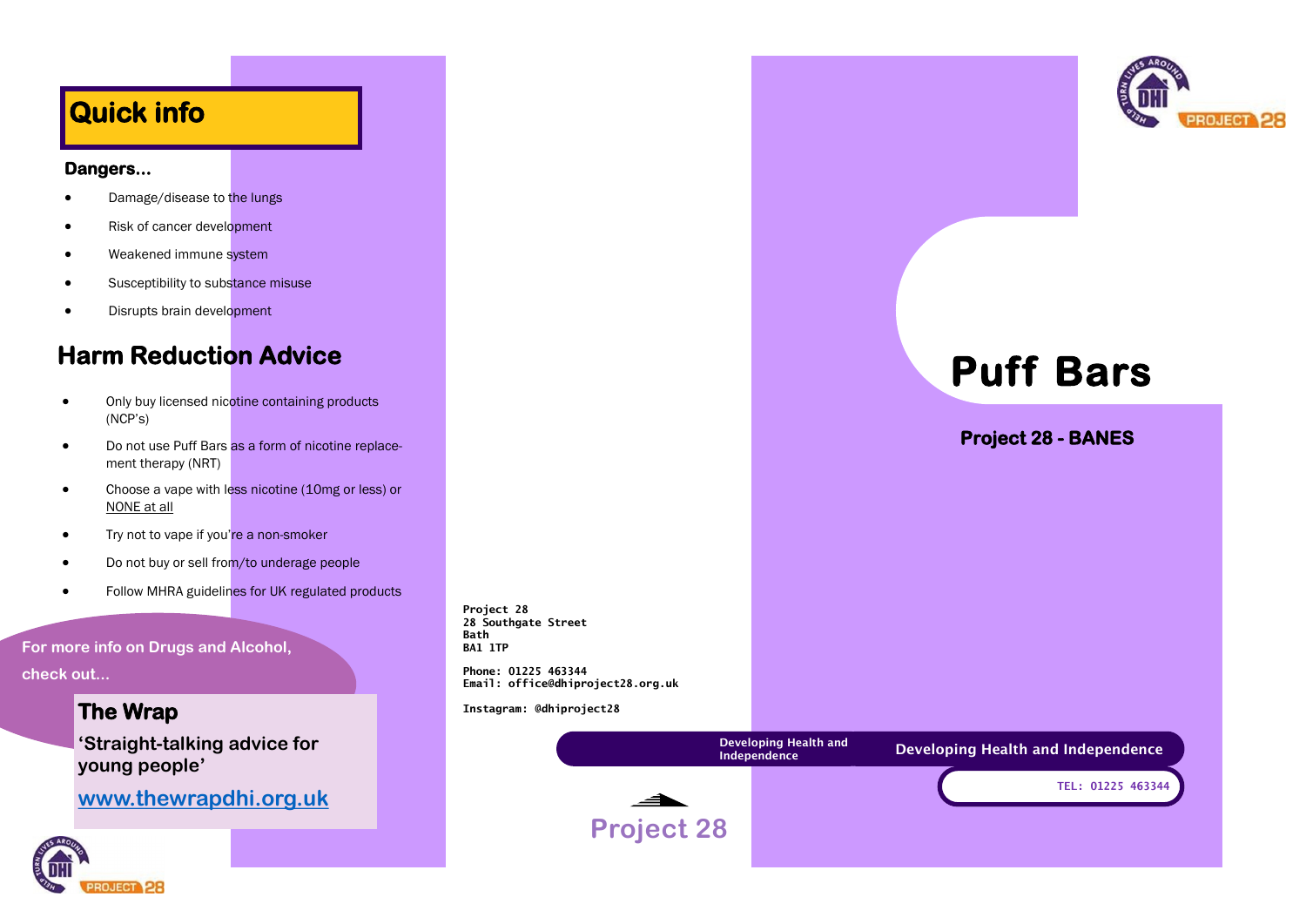## Quick info

**Dangers…**

- Damage/disease to the lungs
- Risk of cancer development
- Weakened immune system
- Susceptibility to substance misuse
- Disrupts brain development

## Harm Reduction Advice

- Only buy licensed nicotine containing products (NCP's)
- Do not use Puff Bars as a form of nicotine replacement therapy (NRT)
- Choose a vape with less nicotine (10mg or less) or NONE at all
- Try not to vape if you're a non-smoker
- Do not buy or sell from/to underage people
- Follow MHRA guidelines for UK regulated products

**For more info on Drugs and Alcohol, check out…**

**The Wrap**

**'Straight-talking advice for young people'**

**www.thewrapdhi.org.uk**

Project 28
28 Southgate Street
Bath
BA1 1TP

Phone: 01225 463344
Email: office@dhiproject28.org.uk

Instagram: @dhiproject28

Developing Health and Independence

Project 28

# Puff Bars

**Project 28 - BANES**

**Developing Health and Independence**

TEL: 01225 463344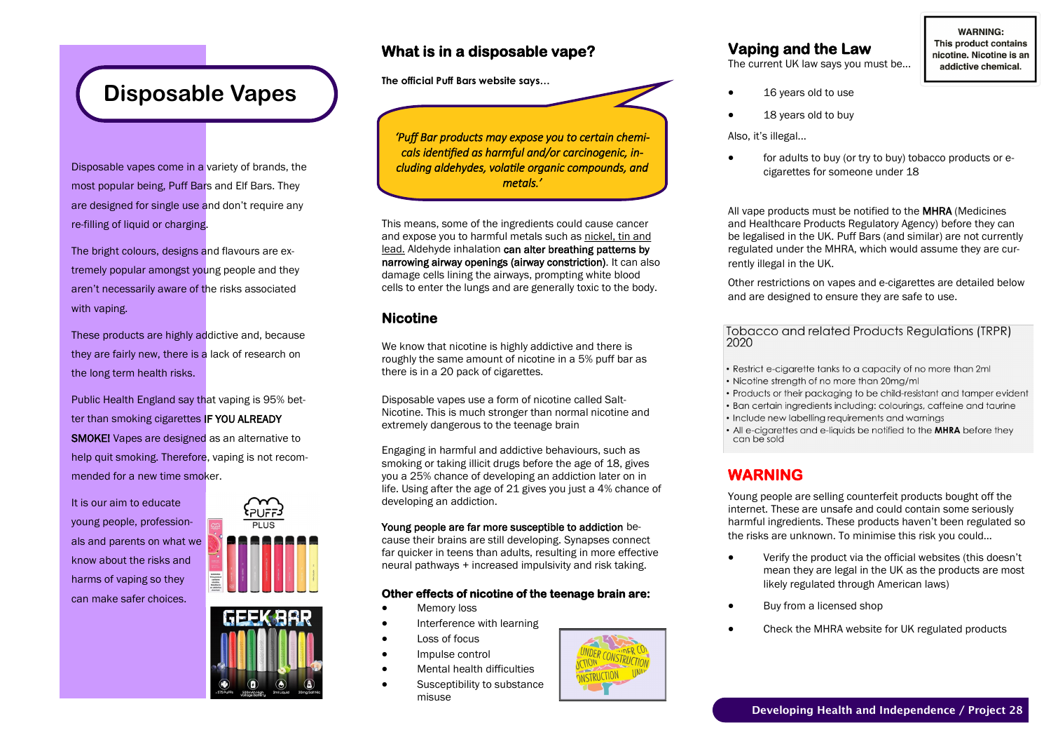# Disposable Vapes

Disposable vapes come in a variety of brands, the most popular being, Puff Bars and Elf Bars. They are designed for single use and don't require any re-filling of liquid or charging.

The bright colours, designs and flavours are extremely popular amongst young people and they aren't necessarily aware of the risks associated with vaping.

These products are highly addictive and, because they are fairly new, there is a lack of research on the long term health risks.

Public Health England say that vaping is 95% better than smoking cigarettes **IF YOU ALREADY SMOKE!** Vapes are designed as an alternative to help quit smoking. Therefore, vaping is not recommended for a new time smoker.

It is our aim to educate young people, professionals and parents on what we know about the risks and harms of vaping so they can make safer choices.

## What is in a disposable vape?

**The official Puff Bars website says…**

*'Puff Bar products may expose you to certain chemicals identified as harmful and/or carcinogenic, including aldehydes, volatile organic compounds, and metals.'*

This means, some of the ingredients could cause cancer and expose you to harmful metals such as nickel, tin and lead. Aldehyde inhalation **can alter breathing patterns by narrowing airway openings (airway constriction)**. It can also damage cells lining the airways, prompting white blood cells to enter the lungs and are generally toxic to the body.

## Nicotine

We know that nicotine is highly addictive and there is roughly the same amount of nicotine in a 5% puff bar as there is in a 20 pack of cigarettes.

Disposable vapes use a form of nicotine called Salt-Nicotine. This is much stronger than normal nicotine and extremely dangerous to the teenage brain

Engaging in harmful and addictive behaviours, such as smoking or taking illicit drugs before the age of 18, gives you a 25% chance of developing an addiction later on in life. Using after the age of 21 gives you just a 4% chance of developing an addiction.

**Young people are far more susceptible to addiction** because their brains are still developing. Synapses connect far quicker in teens than adults, resulting in more effective neural pathways + increased impulsivity and risk taking.

**Other effects of nicotine of the teenage brain are:**

- Memory loss
- Interference with learning
- Loss of focus
- Impulse control
- Mental health difficulties
- Susceptibility to substance misuse

## Vaping and the Law

**WARNING: This product contains nicotine. Nicotine is an addictive chemical.**

The current UK law says you must be…

- 16 years old to use
- 18 years old to buy

Also, it's illegal…

- for adults to buy (or try to buy) tobacco products or e-cigarettes for someone under 18

All vape products must be notified to the **MHRA** (Medicines and Healthcare Products Regulatory Agency) before they can be legalised in the UK. Puff Bars (and similar) are not currently regulated under the MHRA, which would assume they are currently illegal in the UK.

Other restrictions on vapes and e-cigarettes are detailed below and are designed to ensure they are safe to use.

### Tobacco and related Products Regulations (TRPR) 2020

- Restrict e-cigarette tanks to a capacity of no more than 2ml
- Nicotine strength of no more than 20mg/ml
- Products or their packaging to be child-resistant and tamper evident
- Ban certain ingredients including: colourings, caffeine and taurine
- Include new labelling requirements and warnings
- All e-cigarettes and e-liquids be notified to the **MHRA** before they can be sold

## WARNING

Young people are selling counterfeit products bought off the internet. These are unsafe and could contain some seriously harmful ingredients. These products haven't been regulated so the risks are unknown. To minimise this risk you could…

- Verify the product via the official websites (this doesn't mean the products are legal in the UK as the products are most likely regulated through American laws)
- Buy from a licensed shop
- Check the MHRA website for UK regulated products

Developing Health and Independence / Project 28